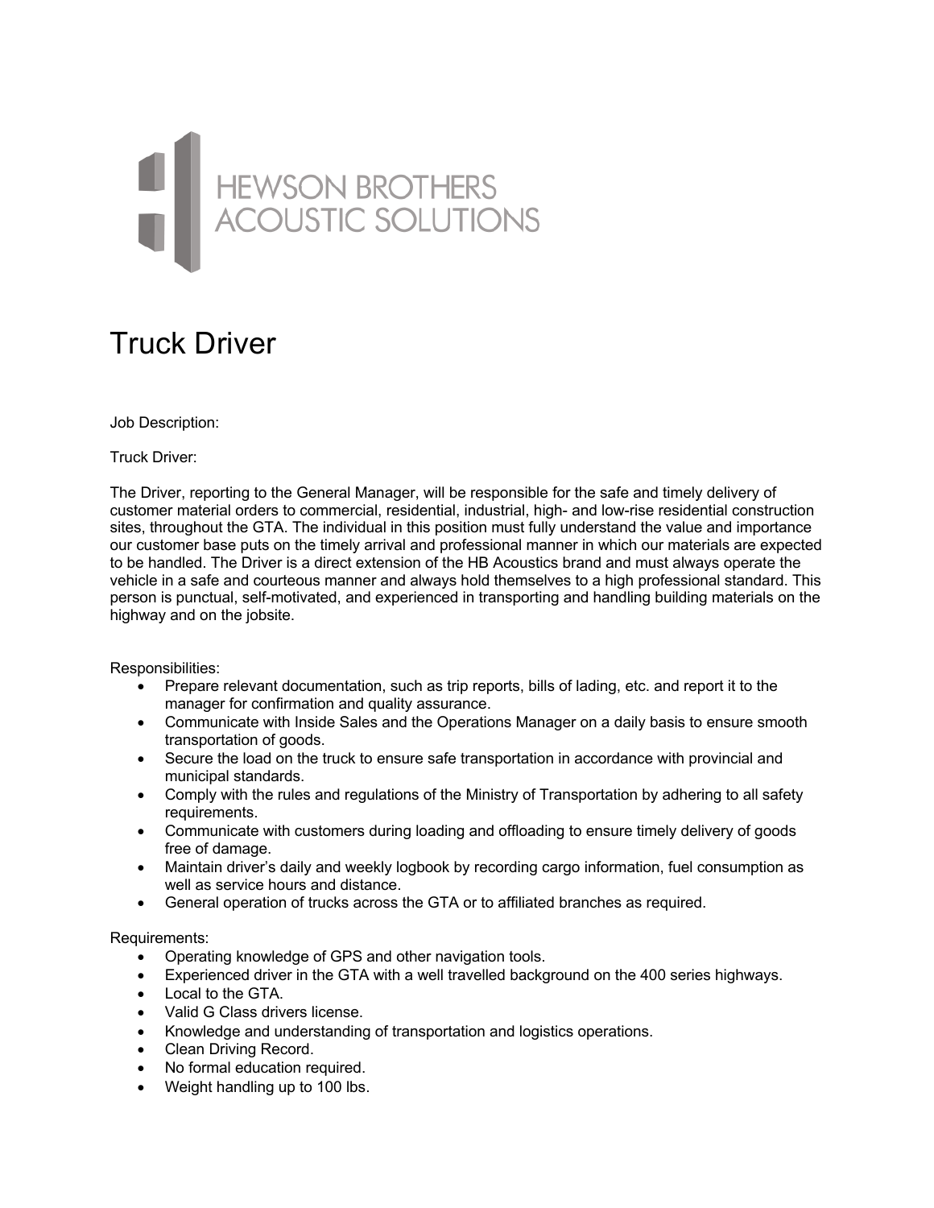HEWSON BROTHERS
ACOUSTIC SOLUTIONS

# Truck Driver

Job Description:

Truck Driver:

The Driver, reporting to the General Manager, will be responsible for the safe and timely delivery of customer material orders to commercial, residential, industrial, high- and low-rise residential construction sites, throughout the GTA. The individual in this position must fully understand the value and importance our customer base puts on the timely arrival and professional manner in which our materials are expected to be handled. The Driver is a direct extension of the HB Acoustics brand and must always operate the vehicle in a safe and courteous manner and always hold themselves to a high professional standard. This person is punctual, self-motivated, and experienced in transporting and handling building materials on the highway and on the jobsite.

Responsibilities:

- Prepare relevant documentation, such as trip reports, bills of lading, etc. and report it to the manager for confirmation and quality assurance.
- Communicate with Inside Sales and the Operations Manager on a daily basis to ensure smooth transportation of goods.
- Secure the load on the truck to ensure safe transportation in accordance with provincial and municipal standards.
- Comply with the rules and regulations of the Ministry of Transportation by adhering to all safety requirements.
- Communicate with customers during loading and offloading to ensure timely delivery of goods free of damage.
- Maintain driver's daily and weekly logbook by recording cargo information, fuel consumption as well as service hours and distance.
- General operation of trucks across the GTA or to affiliated branches as required.

Requirements:

- Operating knowledge of GPS and other navigation tools.
- Experienced driver in the GTA with a well travelled background on the 400 series highways.
- Local to the GTA.
- Valid G Class drivers license.
- Knowledge and understanding of transportation and logistics operations.
- Clean Driving Record.
- No formal education required.
- Weight handling up to 100 lbs.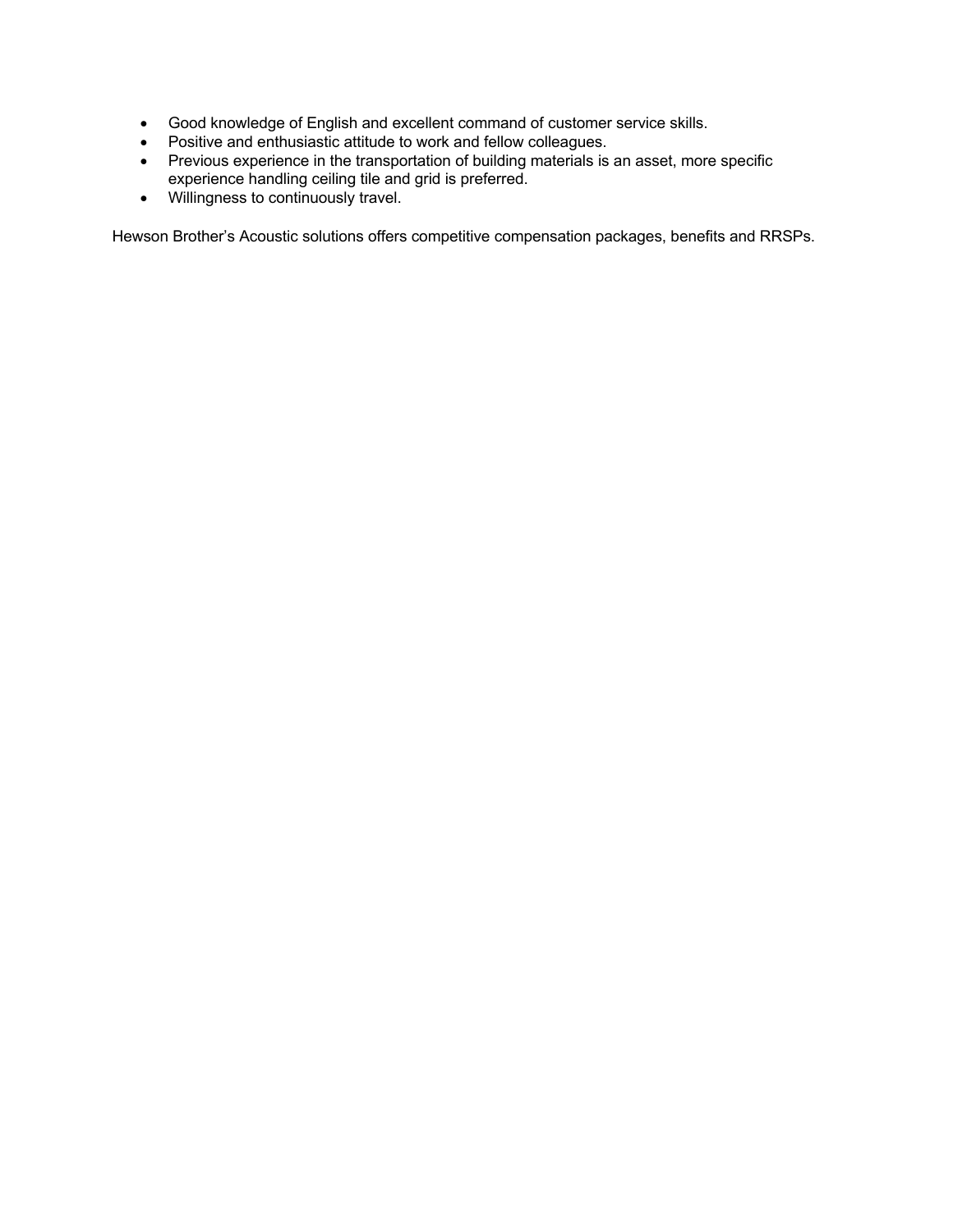- Good knowledge of English and excellent command of customer service skills.
- Positive and enthusiastic attitude to work and fellow colleagues.
- Previous experience in the transportation of building materials is an asset, more specific experience handling ceiling tile and grid is preferred.
- Willingness to continuously travel.

Hewson Brother's Acoustic solutions offers competitive compensation packages, benefits and RRSPs.